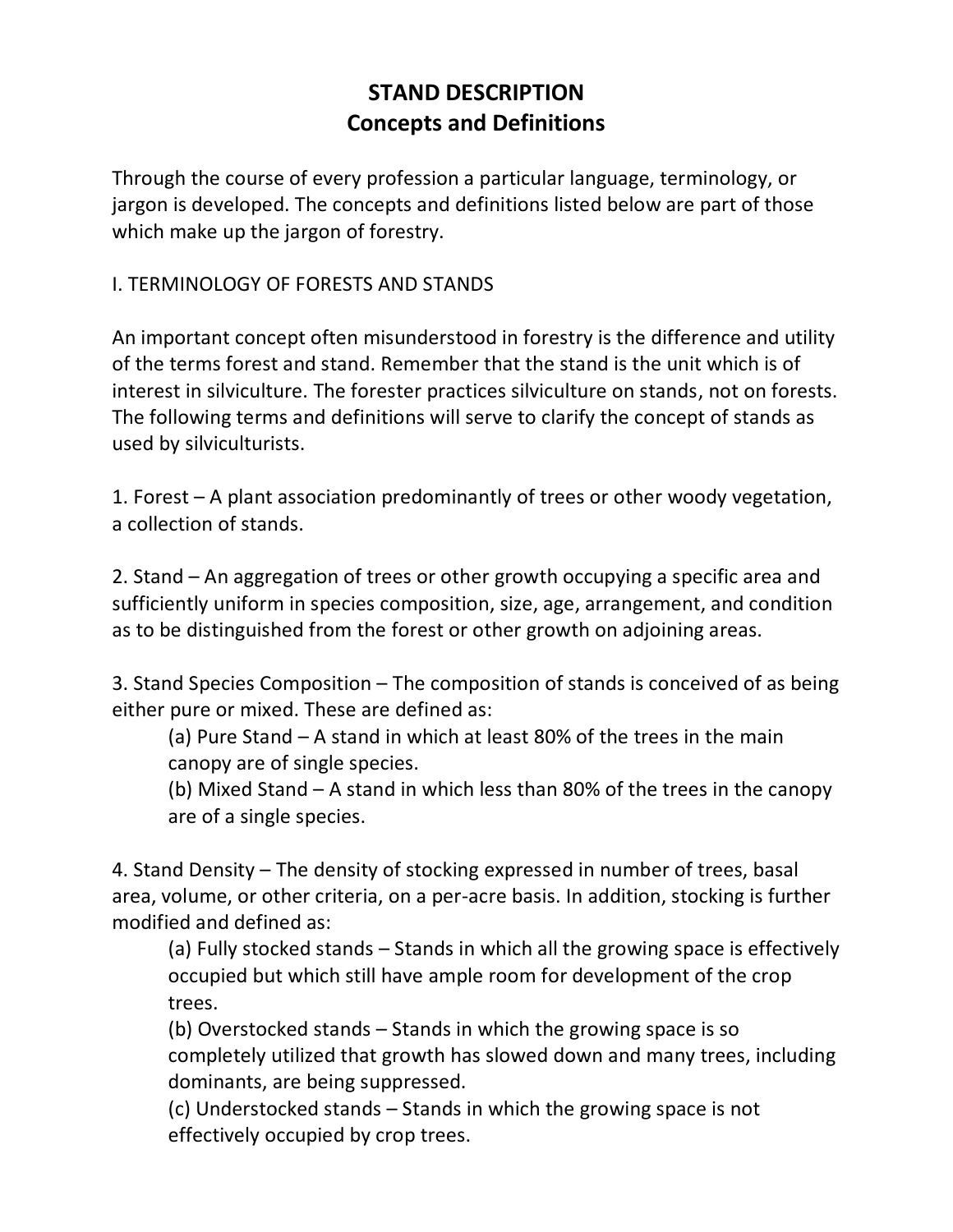# STAND DESCRIPTION
## Concepts and Definitions

Through the course of every profession a particular language, terminology, or jargon is developed. The concepts and definitions listed below are part of those which make up the jargon of forestry.

### I. TERMINOLOGY OF FORESTS AND STANDS

An important concept often misunderstood in forestry is the difference and utility of the terms forest and stand. Remember that the stand is the unit which is of interest in silviculture. The forester practices silviculture on stands, not on forests. The following terms and definitions will serve to clarify the concept of stands as used by silviculturists.

1. Forest – A plant association predominantly of trees or other woody vegetation, a collection of stands.

2. Stand – An aggregation of trees or other growth occupying a specific area and sufficiently uniform in species composition, size, age, arrangement, and condition as to be distinguished from the forest or other growth on adjoining areas.

3. Stand Species Composition – The composition of stands is conceived of as being either pure or mixed. These are defined as:
   - (a) Pure Stand – A stand in which at least 80% of the trees in the main canopy are of single species.
   - (b) Mixed Stand – A stand in which less than 80% of the trees in the canopy are of a single species.

4. Stand Density – The density of stocking expressed in number of trees, basal area, volume, or other criteria, on a per-acre basis. In addition, stocking is further modified and defined as:
   - (a) Fully stocked stands – Stands in which all the growing space is effectively occupied but which still have ample room for development of the crop trees.
   - (b) Overstocked stands – Stands in which the growing space is so completely utilized that growth has slowed down and many trees, including dominants, are being suppressed.
   - (c) Understocked stands – Stands in which the growing space is not effectively occupied by crop trees.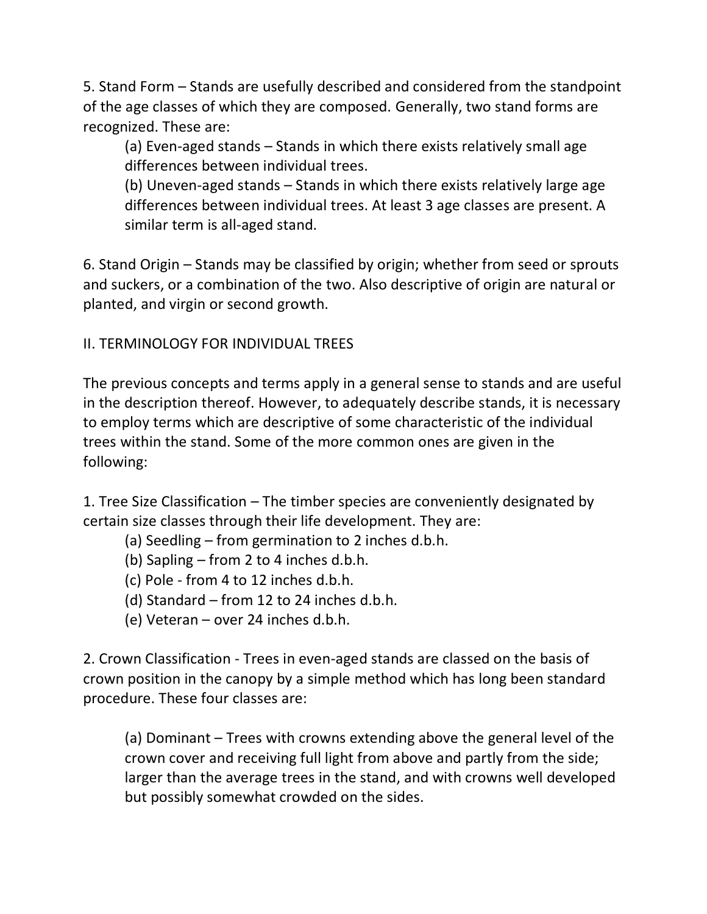5. Stand Form – Stands are usefully described and considered from the standpoint of the age classes of which they are composed. Generally, two stand forms are recognized. These are:

(a) Even-aged stands – Stands in which there exists relatively small age differences between individual trees.

(b) Uneven-aged stands – Stands in which there exists relatively large age differences between individual trees. At least 3 age classes are present. A similar term is all-aged stand.

6. Stand Origin – Stands may be classified by origin; whether from seed or sprouts and suckers, or a combination of the two. Also descriptive of origin are natural or planted, and virgin or second growth.

## II. TERMINOLOGY FOR INDIVIDUAL TREES

The previous concepts and terms apply in a general sense to stands and are useful in the description thereof. However, to adequately describe stands, it is necessary to employ terms which are descriptive of some characteristic of the individual trees within the stand. Some of the more common ones are given in the following:

1. Tree Size Classification – The timber species are conveniently designated by certain size classes through their life development. They are:

(a) Seedling – from germination to 2 inches d.b.h.
(b) Sapling – from 2 to 4 inches d.b.h.
(c) Pole - from 4 to 12 inches d.b.h.
(d) Standard – from 12 to 24 inches d.b.h.
(e) Veteran – over 24 inches d.b.h.

2. Crown Classification - Trees in even-aged stands are classed on the basis of crown position in the canopy by a simple method which has long been standard procedure. These four classes are:

(a) Dominant – Trees with crowns extending above the general level of the crown cover and receiving full light from above and partly from the side; larger than the average trees in the stand, and with crowns well developed but possibly somewhat crowded on the sides.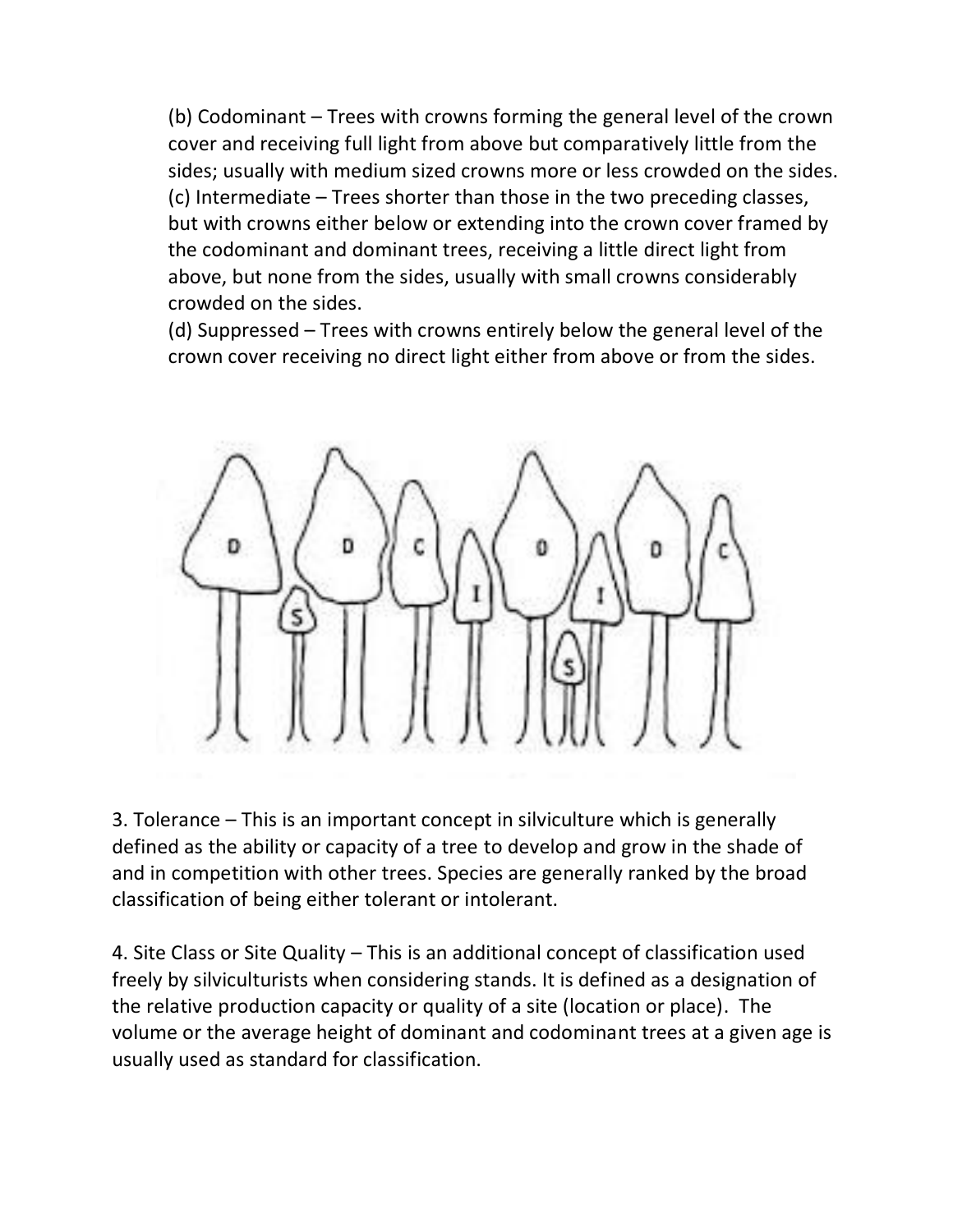(b) Codominant – Trees with crowns forming the general level of the crown cover and receiving full light from above but comparatively little from the sides; usually with medium sized crowns more or less crowded on the sides.
(c) Intermediate – Trees shorter than those in the two preceding classes, but with crowns either below or extending into the crown cover framed by the codominant and dominant trees, receiving a little direct light from above, but none from the sides, usually with small crowns considerably crowded on the sides.
(d) Suppressed – Trees with crowns entirely below the general level of the crown cover receiving no direct light either from above or from the sides.

3. Tolerance – This is an important concept in silviculture which is generally defined as the ability or capacity of a tree to develop and grow in the shade of and in competition with other trees. Species are generally ranked by the broad classification of being either tolerant or intolerant.

4. Site Class or Site Quality – This is an additional concept of classification used freely by silviculturists when considering stands. It is defined as a designation of the relative production capacity or quality of a site (location or place). The volume or the average height of dominant and codominant trees at a given age is usually used as standard for classification.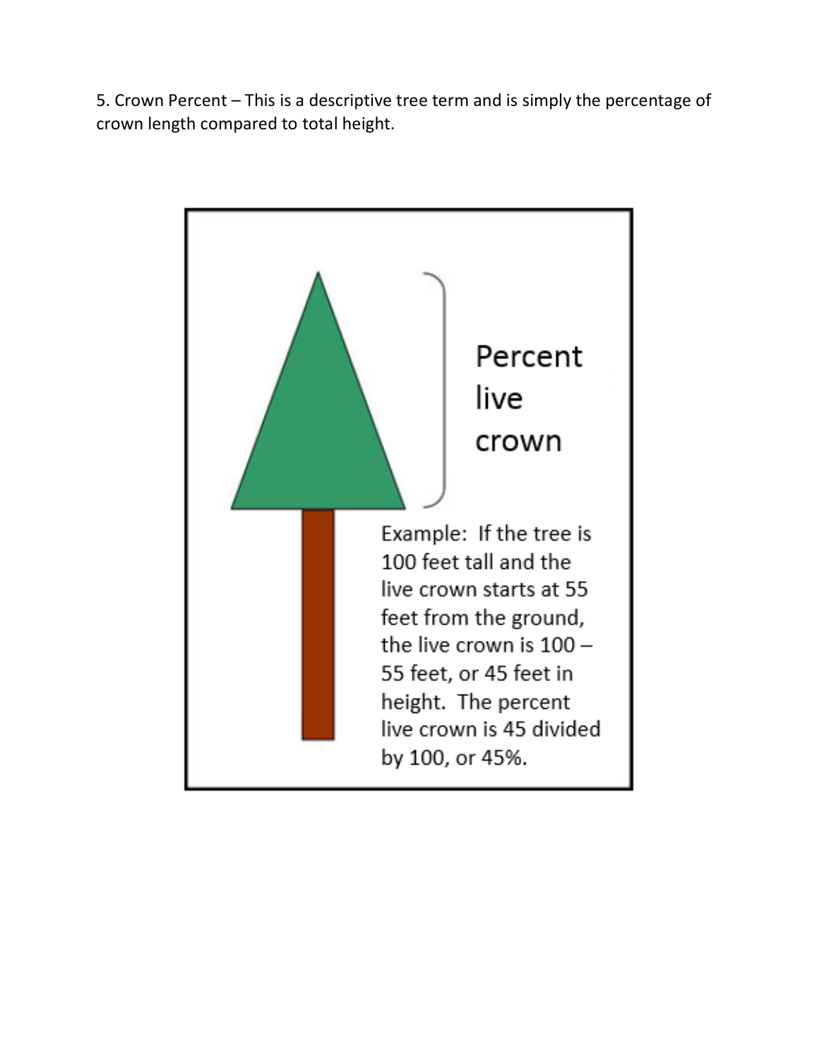5. Crown Percent – This is a descriptive tree term and is simply the percentage of crown length compared to total height.

Percent live crown

Example: If the tree is 100 feet tall and the live crown starts at 55 feet from the ground, the live crown is 100 – 55 feet, or 45 feet in height. The percent live crown is 45 divided by 100, or 45%.